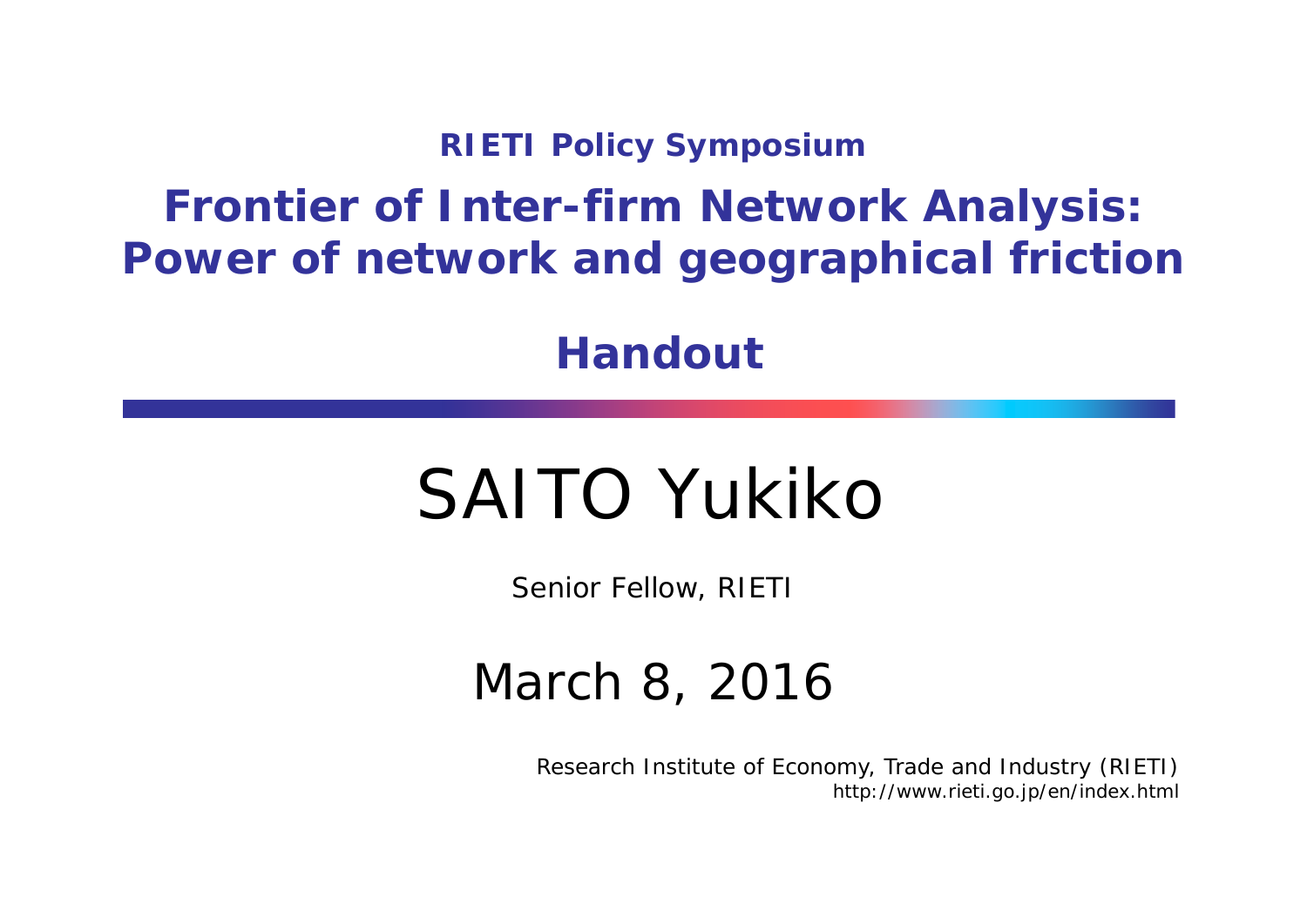**RIETI Policy Symposium**

# Frontier of Inter-firm Network Analysis: Power of network and geographical friction

## Handout

# SAITO Yukiko

Senior Fellow, RIETI

## March 8, 2016

Research Institute of Economy, Trade and Industry (RIETI)
http://www.rieti.go.jp/en/index.html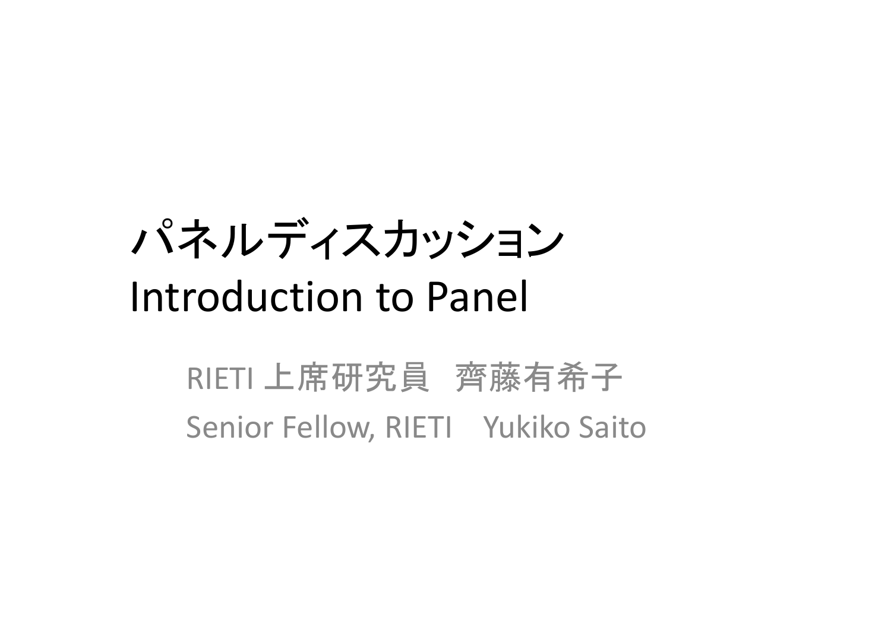# パネルディスカッション
# Introduction to Panel

RIETI 上席研究員　齊藤有希子

Senior Fellow, RIETI　Yukiko Saito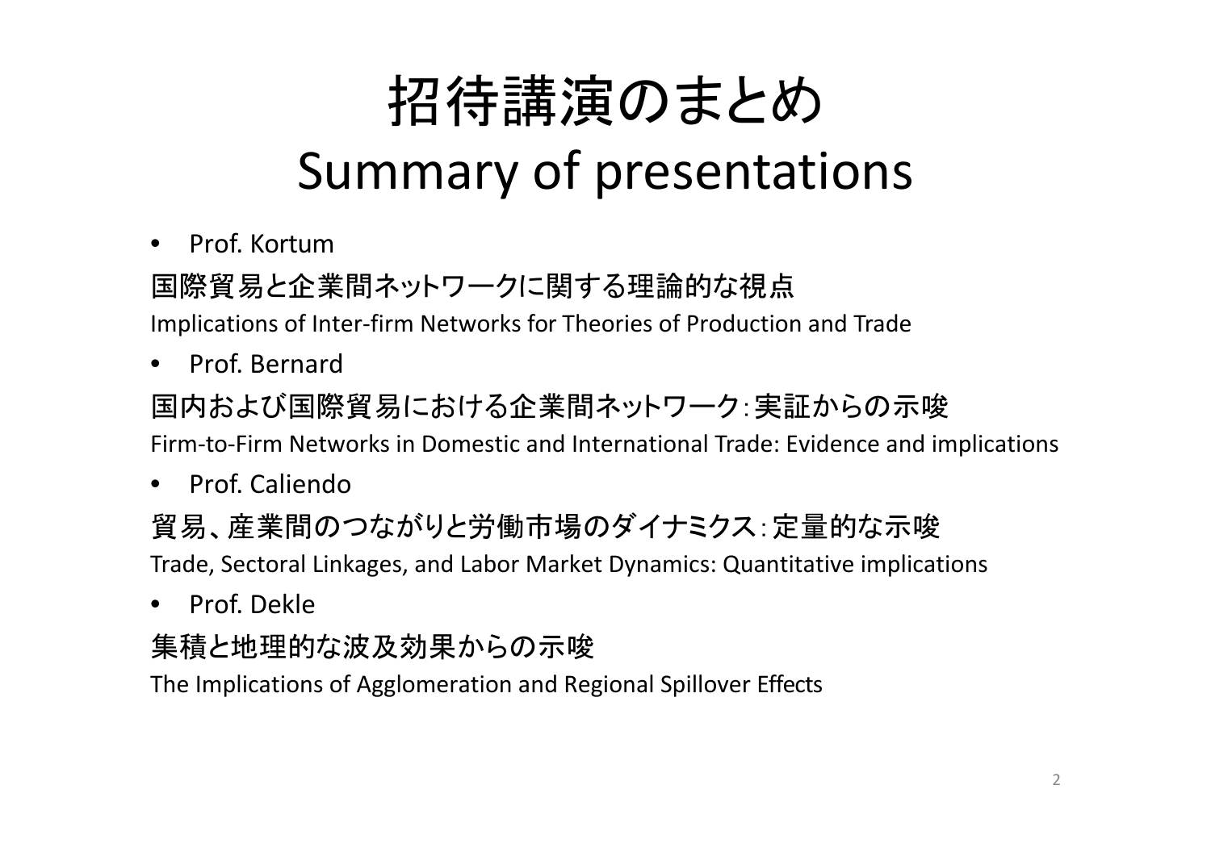# 招待講演のまとめ
# Summary of presentations

- Prof. Kortum

国際貿易と企業間ネットワークに関する理論的な視点

Implications of Inter-firm Networks for Theories of Production and Trade

- Prof. Bernard

国内および国際貿易における企業間ネットワーク：実証からの示唆

Firm-to-Firm Networks in Domestic and International Trade: Evidence and implications

- Prof. Caliendo

貿易、産業間のつながりと労働市場のダイナミクス：定量的な示唆

Trade, Sectoral Linkages, and Labor Market Dynamics: Quantitative implications

- Prof. Dekle

集積と地理的な波及効果からの示唆

The Implications of Agglomeration and Regional Spillover Effects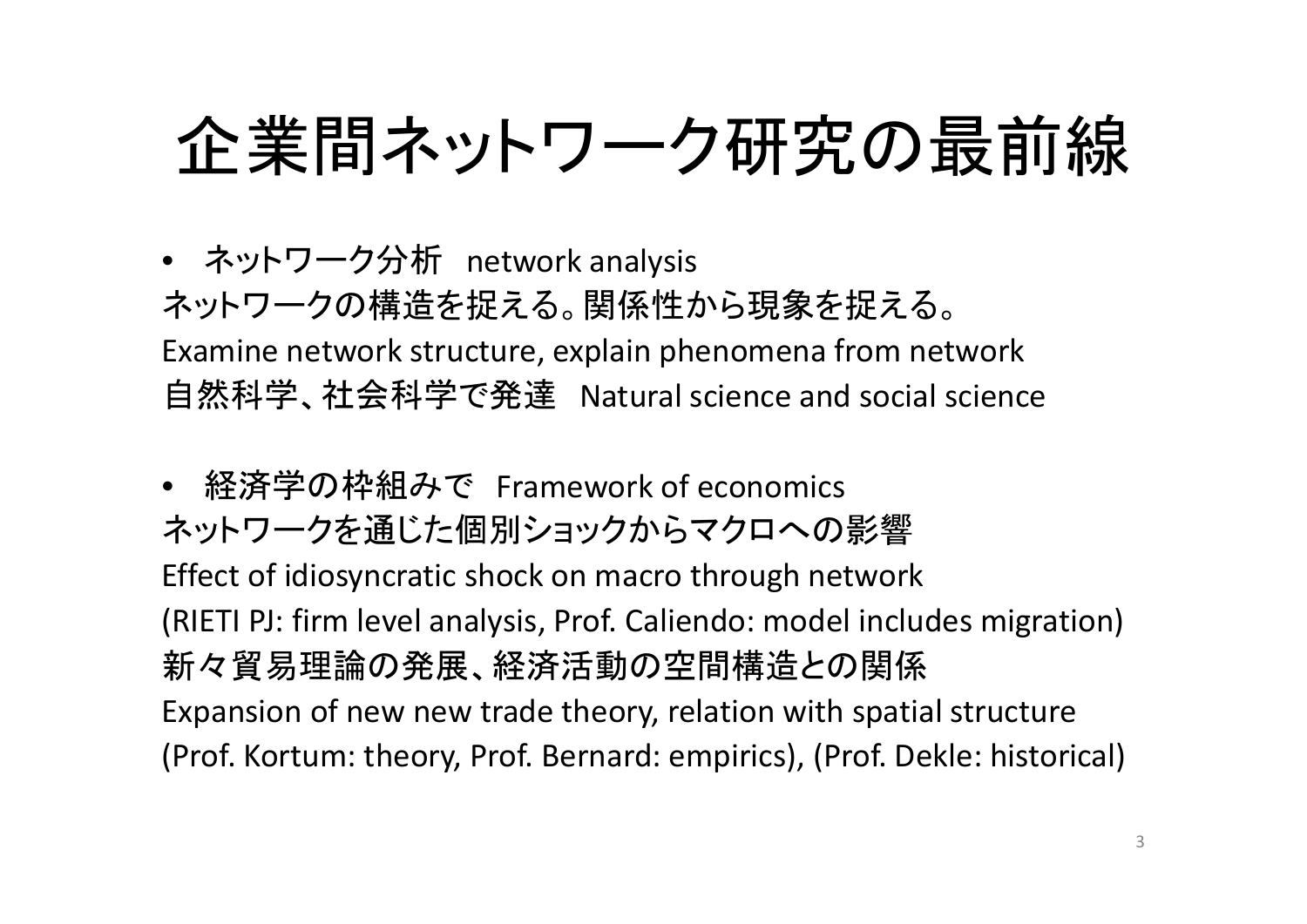# 企業間ネットワーク研究の最前線

- ネットワーク分析　network analysis

ネットワークの構造を捉える。関係性から現象を捉える。
Examine network structure, explain phenomena from network
自然科学、社会科学で発達　Natural science and social science

- 経済学の枠組みで　Framework of economics

ネットワークを通じた個別ショックからマクロへの影響
Effect of idiosyncratic shock on macro through network
(RIETI PJ: firm level analysis, Prof. Caliendo: model includes migration)
新々貿易理論の発展、経済活動の空間構造との関係
Expansion of new new trade theory, relation with spatial structure
(Prof. Kortum: theory, Prof. Bernard: empirics), (Prof. Dekle: historical)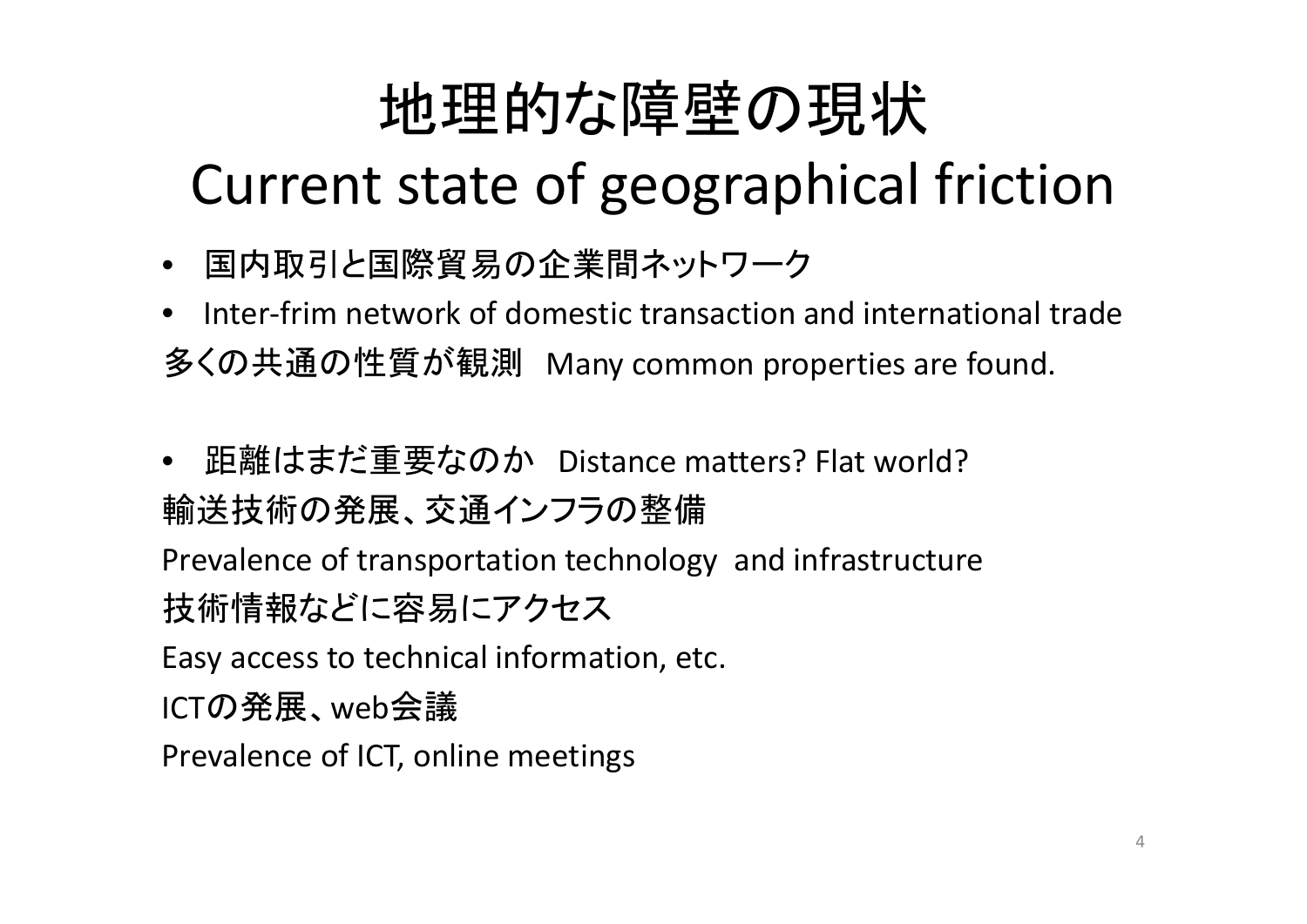# 地理的な障壁の現状
# Current state of geographical friction

- 国内取引と国際貿易の企業間ネットワーク
- Inter-frim network of domestic transaction and international trade

多くの共通の性質が観測　Many common properties are found.

- 距離はまだ重要なのか　Distance matters? Flat world?

輸送技術の発展、交通インフラの整備

Prevalence of transportation technology and infrastructure

技術情報などに容易にアクセス

Easy access to technical information, etc.

ICTの発展、web会議

Prevalence of ICT, online meetings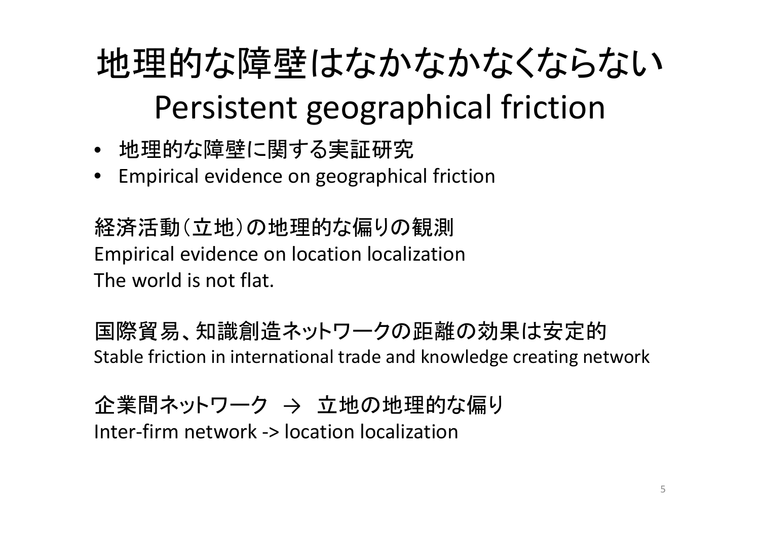# 地理的な障壁はなかなかなくならない
# Persistent geographical friction

- 地理的な障壁に関する実証研究
- Empirical evidence on geographical friction

経済活動（立地）の地理的な偏りの観測
Empirical evidence on location localization
The world is not flat.

国際貿易、知識創造ネットワークの距離の効果は安定的
Stable friction in international trade and knowledge creating network

企業間ネットワーク → 立地の地理的な偏り
Inter-firm network -> location localization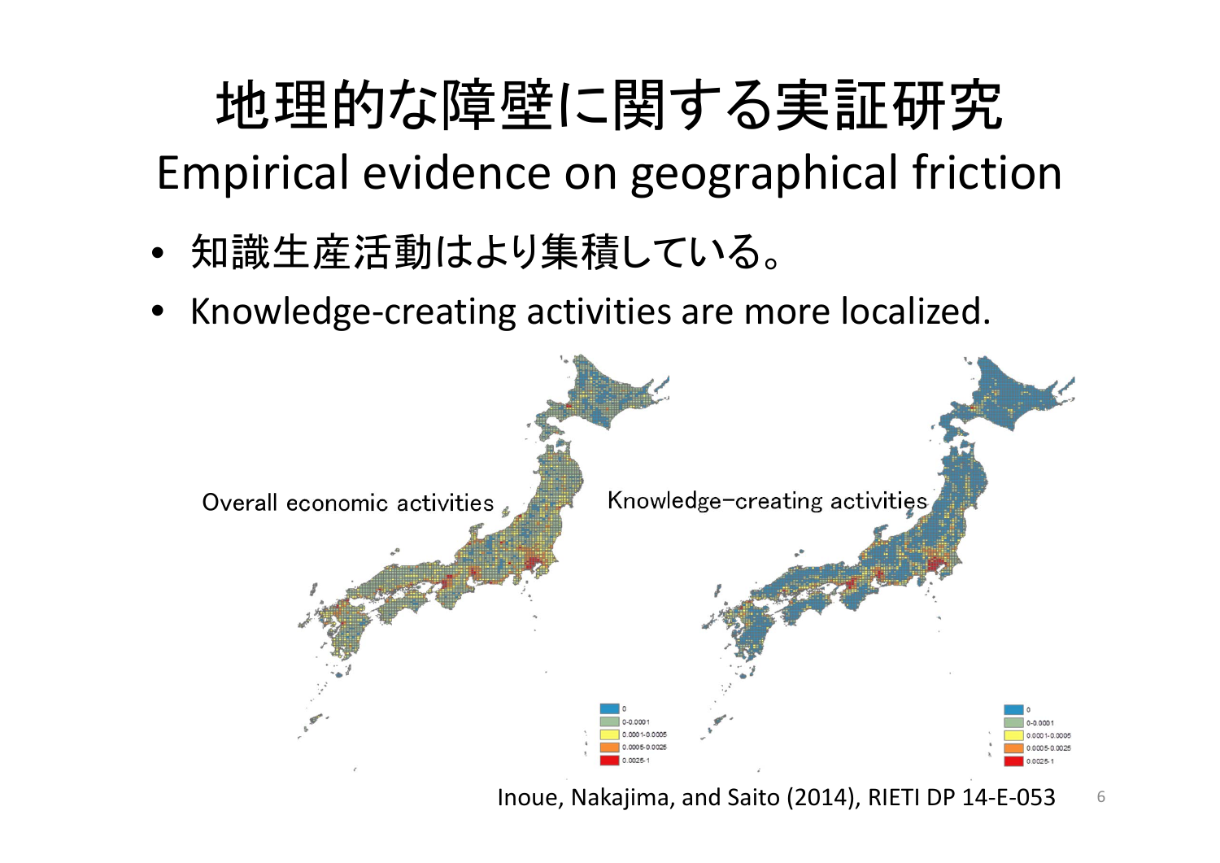# 地理的な障壁に関する実証研究

## Empirical evidence on geographical friction

- 知識生産活動はより集積している。
- Knowledge-creating activities are more localized.

Overall economic activities

Knowledge–creating activities

| | |
|---|---|
| | 0 |
| | 0-0.0001 |
| | 0.0001-0.0005 |
| | 0.0005-0.0025 |
| | 0.0025-1 |

Inoue, Nakajima, and Saito (2014), RIETI DP 14-E-053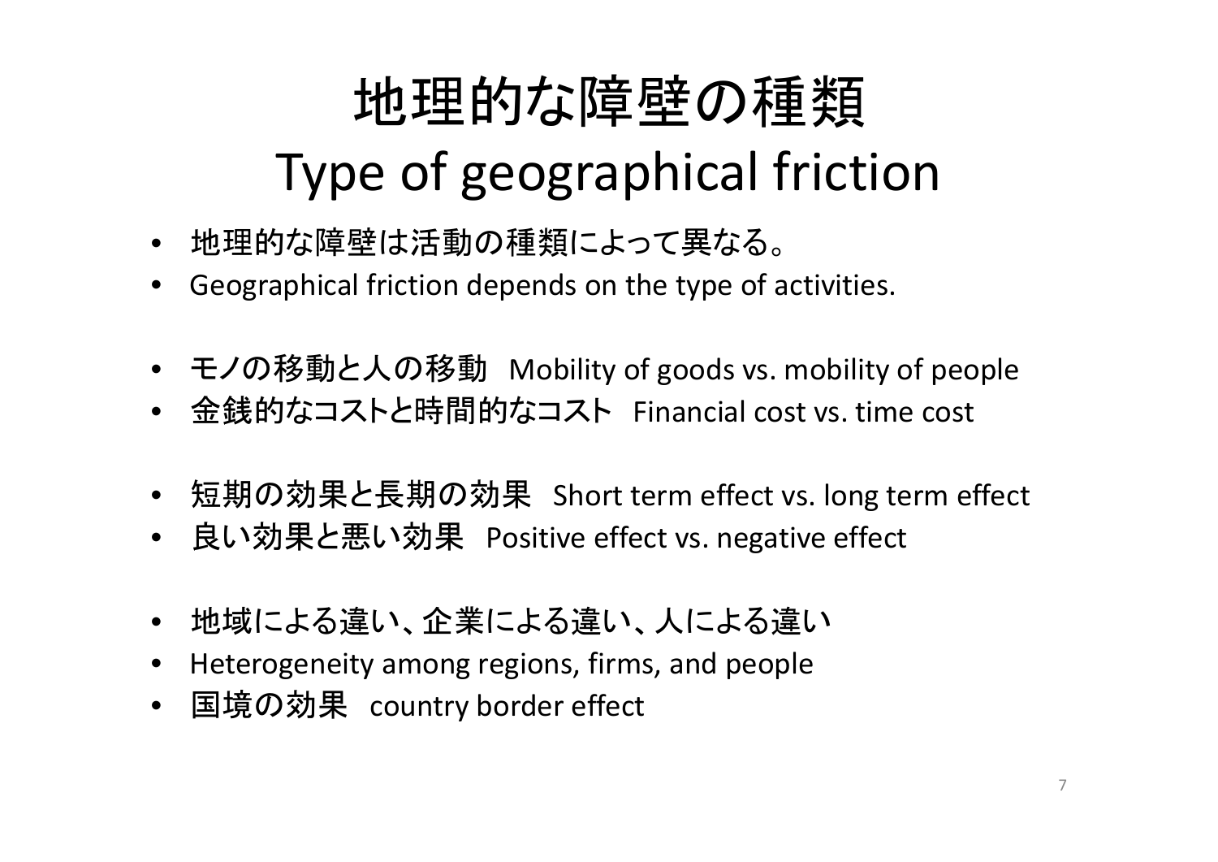# 地理的な障壁の種類
# Type of geographical friction

- 地理的な障壁は活動の種類によって異なる。
- Geographical friction depends on the type of activities.

- モノの移動と人の移動　Mobility of goods vs. mobility of people
- 金銭的なコストと時間的なコスト　Financial cost vs. time cost

- 短期の効果と長期の効果　Short term effect vs. long term effect
- 良い効果と悪い効果　Positive effect vs. negative effect

- 地域による違い、企業による違い、人による違い
- Heterogeneity among regions, firms, and people
- 国境の効果　country border effect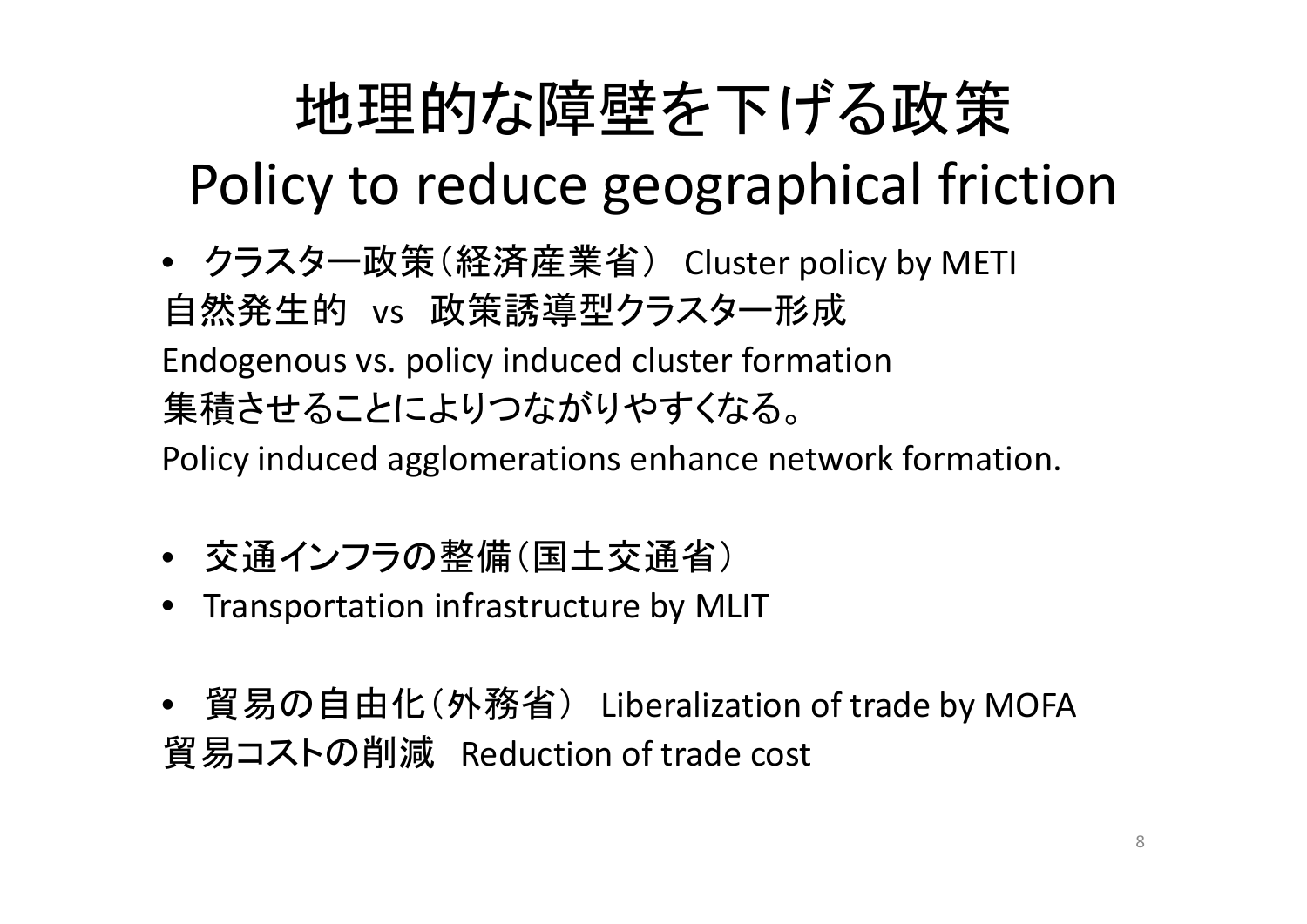# 地理的な障壁を下げる政策
# Policy to reduce geographical friction

- クラスター政策（経済産業省） Cluster policy by METI

自然発生的 vs 政策誘導型クラスター形成

Endogenous vs. policy induced cluster formation

集積させることによりつながりやすくなる。

Policy induced agglomerations enhance network formation.

- 交通インフラの整備（国土交通省）
- Transportation infrastructure by MLIT

- 貿易の自由化（外務省） Liberalization of trade by MOFA

貿易コストの削減 Reduction of trade cost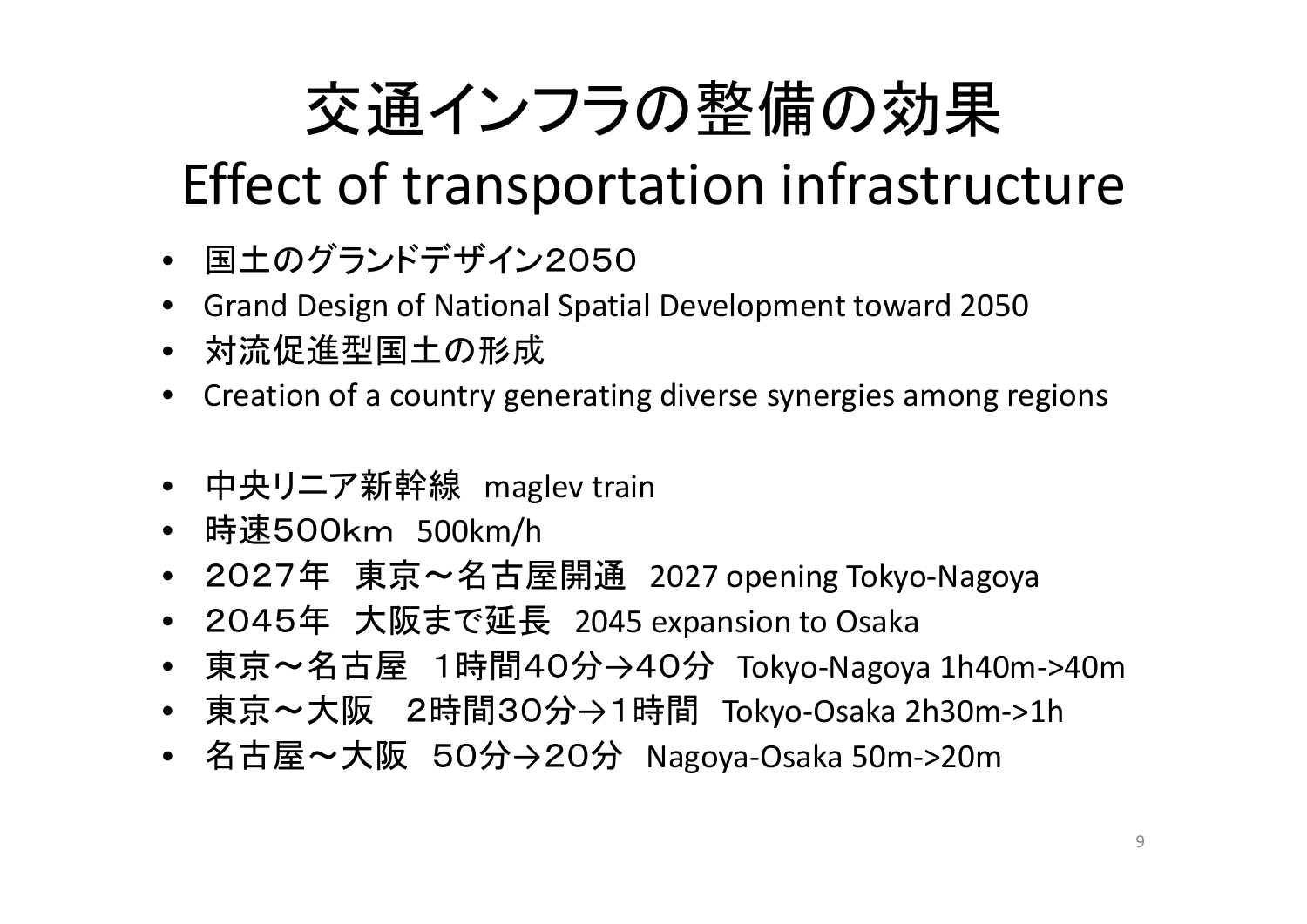# 交通インフラの整備の効果
# Effect of transportation infrastructure

- 国土のグランドデザイン2050
- Grand Design of National Spatial Development toward 2050
- 対流促進型国土の形成
- Creation of a country generating diverse synergies among regions

- 中央リニア新幹線 maglev train
- 時速500km 500km/h
- 2027年 東京～名古屋開通 2027 opening Tokyo-Nagoya
- 2045年 大阪まで延長 2045 expansion to Osaka
- 東京～名古屋 1時間40分→40分 Tokyo-Nagoya 1h40m->40m
- 東京～大阪 2時間30分→1時間 Tokyo-Osaka 2h30m->1h
- 名古屋～大阪 50分→20分 Nagoya-Osaka 50m->20m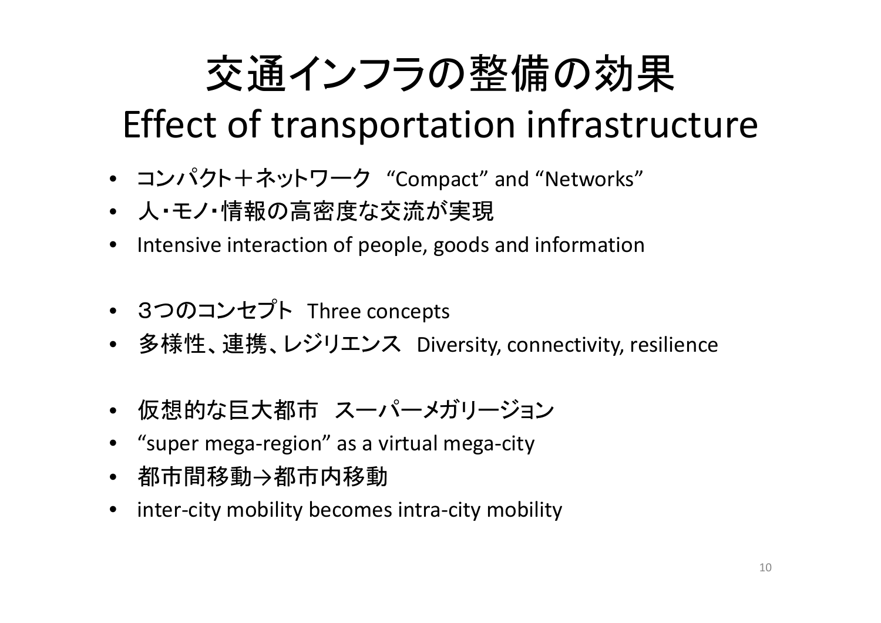# 交通インフラの整備の効果
# Effect of transportation infrastructure

- コンパクト＋ネットワーク “Compact” and “Networks”
- 人・モノ・情報の高密度な交流が実現
- Intensive interaction of people, goods and information

- ３つのコンセプト Three concepts
- 多様性、連携、レジリエンス Diversity, connectivity, resilience

- 仮想的な巨大都市 スーパーメガリージョン
- “super mega-region” as a virtual mega-city
- 都市間移動→都市内移動
- inter-city mobility becomes intra-city mobility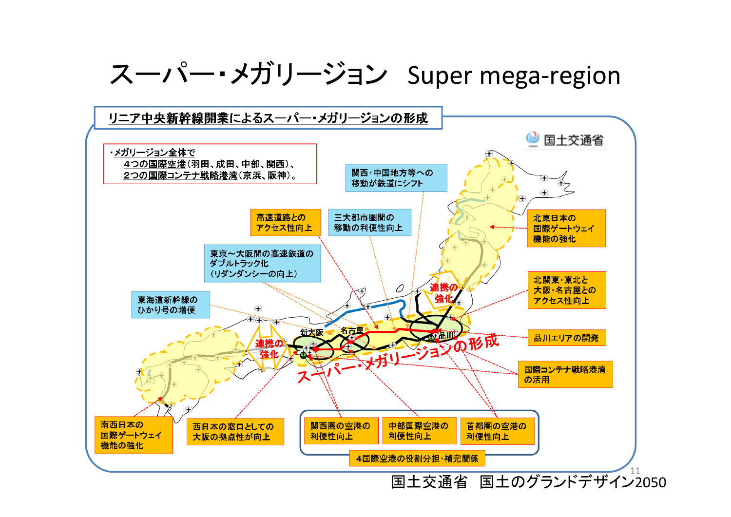# スーパー・メガリージョン　Super mega-region

## リニア中央新幹線開業によるスーパー・メガリージョンの形成

国土交通省

・メガリージョン全体で
　4つの国際空港（羽田、成田、中部、関西）、
　2つの国際コンテナ戦略港湾（京浜、阪神）。

関西・中国地方等への移動が鉄道にシフト

高速道路とのアクセス性向上

三大都市圏間の移動の利便性向上

東京～大阪間の高速鉄道のダブルトラック化（リダンダンシーの向上）

東海道新幹線のひかり号の増便

北東日本の国際ゲートウェイ機能の強化

北関東・東北と大阪・名古屋とのアクセス性向上

品川エリアの開発

国際コンテナ戦略港湾の活用

連携の強化

連携の強化

新大阪　名古屋　品川

スーパー・メガリージョンの形成

南西日本の国際ゲートウェイ機能の強化

西日本の窓口としての大阪の拠点性が向上

関西圏の空港の利便性向上

中部国際空港の利便性向上

首都圏の空港の利便性向上

4国際空港の役割分担・補完関係

国土交通省　国土のグランドデザイン2050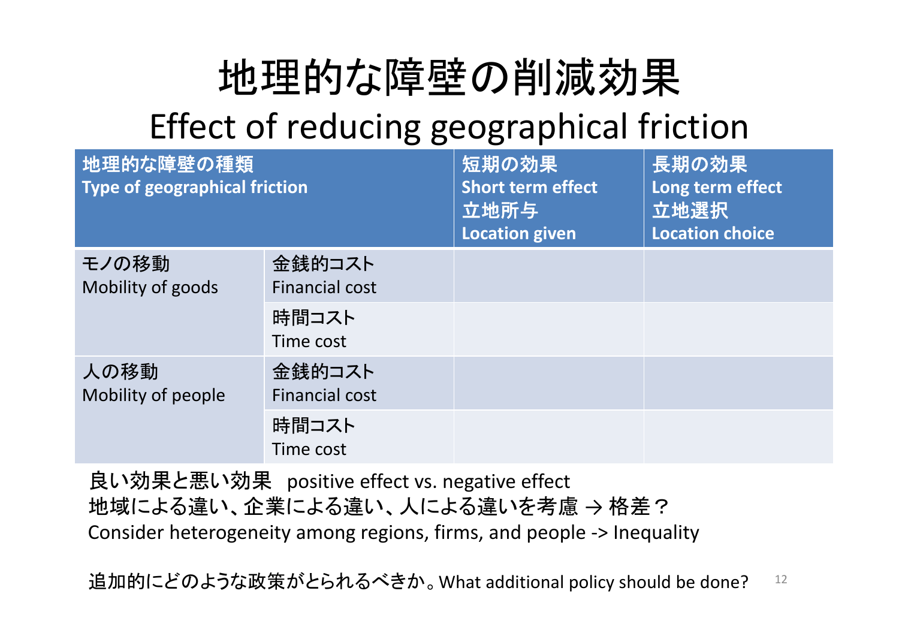# 地理的な障壁の削減効果

## Effect of reducing geographical friction

| 地理的な障壁の種類<br>Type of geographical friction | | 短期の効果<br>Short term effect<br>立地所与<br>Location given | 長期の効果<br>Long term effect<br>立地選択<br>Location choice |
|---|---|---|---|
| モノの移動<br>Mobility of goods | 金銭的コスト<br>Financial cost | | |
| | 時間コスト<br>Time cost | | |
| 人の移動<br>Mobility of people | 金銭的コスト<br>Financial cost | | |
| | 時間コスト<br>Time cost | | |

良い効果と悪い効果　positive effect vs. negative effect

地域による違い、企業による違い、人による違いを考慮 → 格差？

Consider heterogeneity among regions, firms, and people -> Inequality

追加的にどのような政策がとられるべきか。What additional policy should be done?